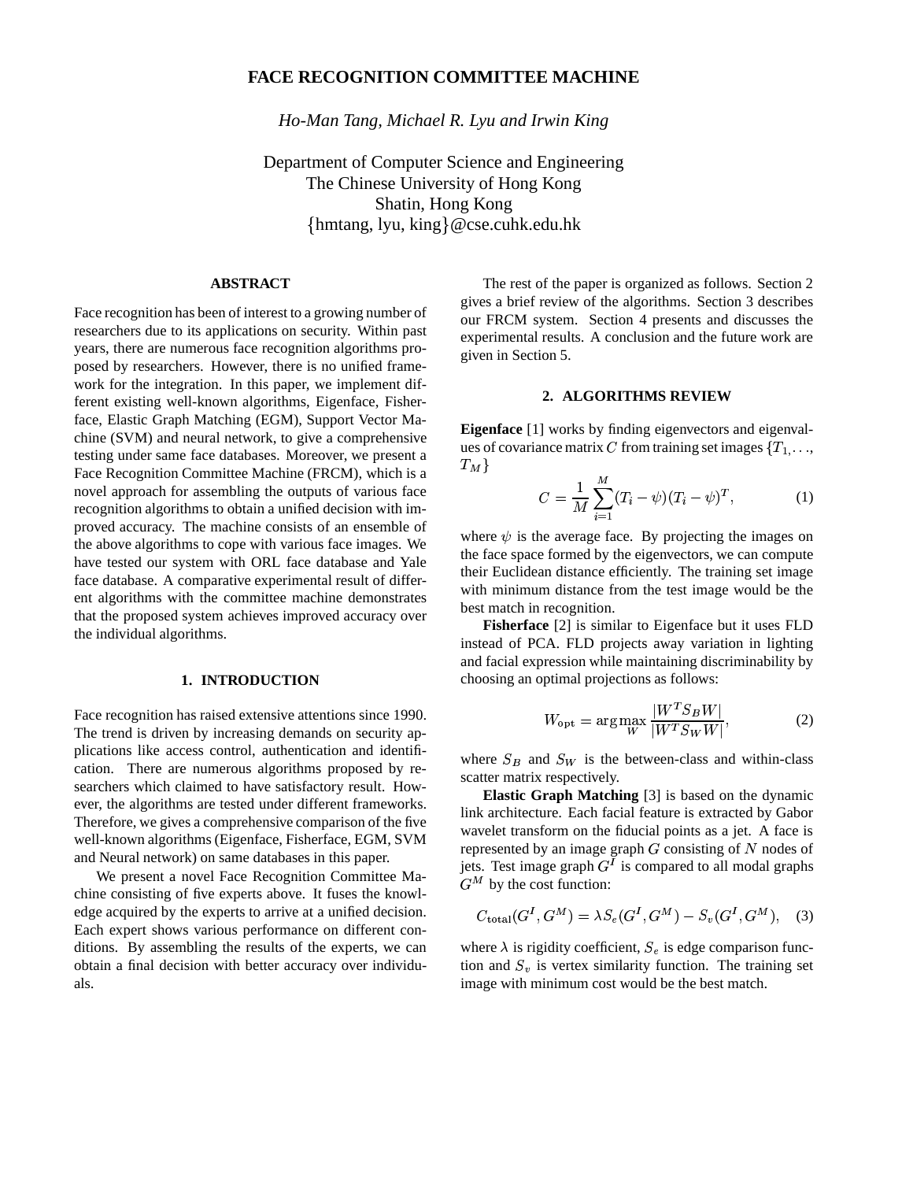# FACE RECOGNITION COMMITTEE MACHINE

*Ho-Man Tang, Michael R. Lyu and Irwin King*

Department of Computer Science and Engineering
The Chinese University of Hong Kong
Shatin, Hong Kong
{hmtang, lyu, king}@cse.cuhk.edu.hk

## ABSTRACT

Face recognition has been of interest to a growing number of researchers due to its applications on security. Within past years, there are numerous face recognition algorithms proposed by researchers. However, there is no unified framework for the integration. In this paper, we implement different existing well-known algorithms, Eigenface, Fisherface, Elastic Graph Matching (EGM), Support Vector Machine (SVM) and neural network, to give a comprehensive testing under same face databases. Moreover, we present a Face Recognition Committee Machine (FRCM), which is a novel approach for assembling the outputs of various face recognition algorithms to obtain a unified decision with improved accuracy. The machine consists of an ensemble of the above algorithms to cope with various face images. We have tested our system with ORL face database and Yale face database. A comparative experimental result of different algorithms with the committee machine demonstrates that the proposed system achieves improved accuracy over the individual algorithms.

## 1. INTRODUCTION

Face recognition has raised extensive attentions since 1990. The trend is driven by increasing demands on security applications like access control, authentication and identification. There are numerous algorithms proposed by researchers which claimed to have satisfactory result. However, the algorithms are tested under different frameworks. Therefore, we gives a comprehensive comparison of the five well-known algorithms (Eigenface, Fisherface, EGM, SVM and Neural network) on same databases in this paper.

We present a novel Face Recognition Committee Machine consisting of five experts above. It fuses the knowledge acquired by the experts to arrive at a unified decision. Each expert shows various performance on different conditions. By assembling the results of the experts, we can obtain a final decision with better accuracy over individuals.

The rest of the paper is organized as follows. Section 2 gives a brief review of the algorithms. Section 3 describes our FRCM system. Section 4 presents and discusses the experimental results. A conclusion and the future work are given in Section 5.

## 2. ALGORITHMS REVIEW

**Eigenface** [1] works by finding eigenvectors and eigenvalues of covariance matrix $C$ from training set images $\{T_1, \ldots, T_M\}$

$$C = \frac{1}{M}\sum_{i=1}^{M}(T_i - \psi)(T_i - \psi)^T, \tag{1}$$

where $\psi$ is the average face. By projecting the images on the face space formed by the eigenvectors, we can compute their Euclidean distance efficiently. The training set image with minimum distance from the test image would be the best match in recognition.

**Fisherface** [2] is similar to Eigenface but it uses FLD instead of PCA. FLD projects away variation in lighting and facial expression while maintaining discriminability by choosing an optimal projections as follows:

$$W_{\text{opt}} = \arg\max_{W} \frac{|W^T S_B W|}{|W^T S_W W|}, \tag{2}$$

where $S_B$ and $S_W$ is the between-class and within-class scatter matrix respectively.

**Elastic Graph Matching** [3] is based on the dynamic link architecture. Each facial feature is extracted by Gabor wavelet transform on the fiducial points as a jet. A face is represented by an image graph $G$ consisting of $N$ nodes of jets. Test image graph $G^I$ is compared to all modal graphs $G^M$ by the cost function:

$$C_{\text{total}}(G^I, G^M) = \lambda S_e(G^I, G^M) - S_v(G^I, G^M), \tag{3}$$

where $\lambda$ is rigidity coefficient, $S_e$ is edge comparison function and $S_v$ is vertex similarity function. The training set image with minimum cost would be the best match.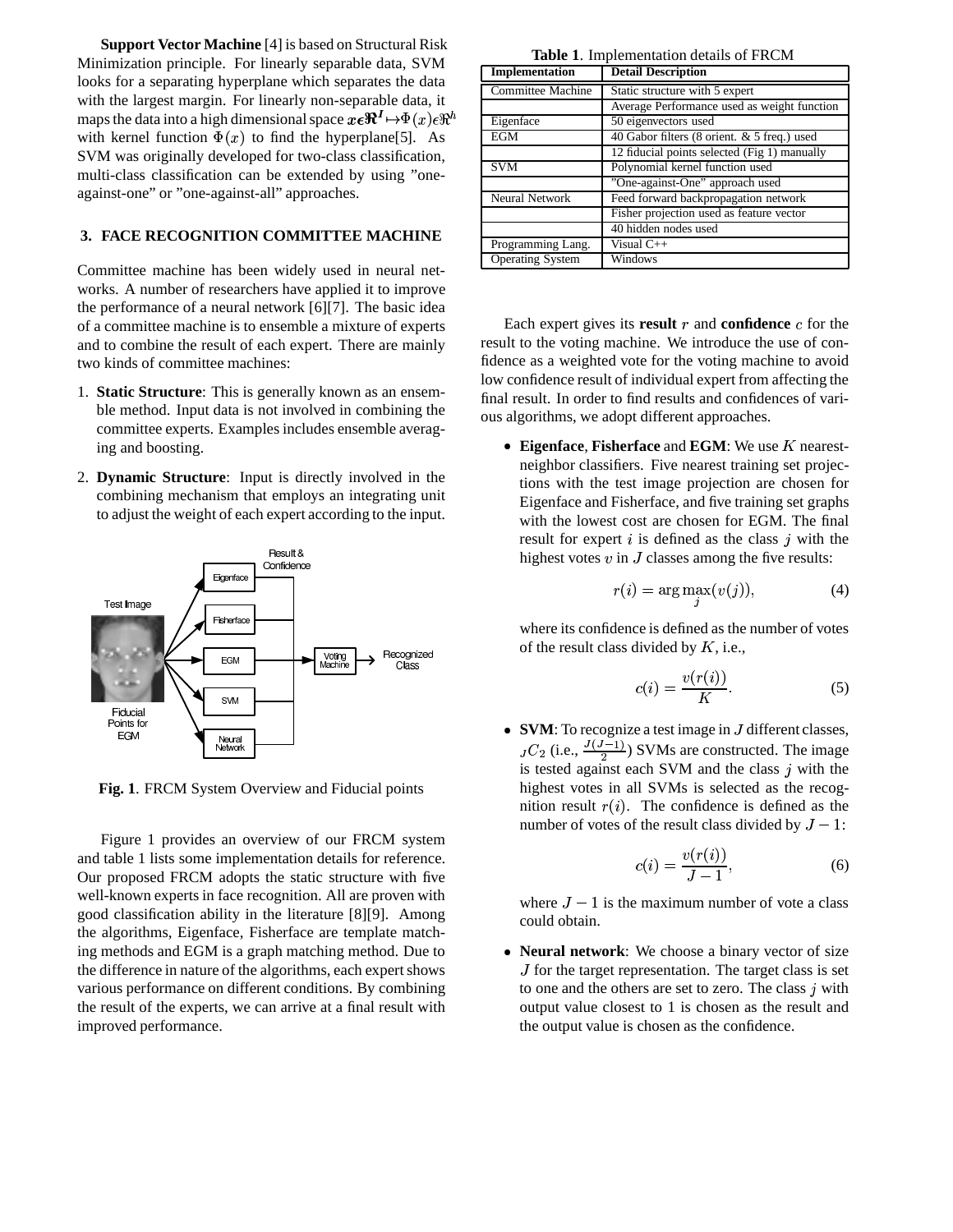**Support Vector Machine** [4] is based on Structural Risk Minimization principle. For linearly separable data, SVM looks for a separating hyperplane which separates the data with the largest margin. For linearly non-separable data, it maps the data into a high dimensional space $x \epsilon \Re^I \mapsto \Phi(x) \epsilon \Re^h$ with kernel function $\Phi(x)$ to find the hyperplane[5]. As SVM was originally developed for two-class classification, multi-class classification can be extended by using "one-against-one" or "one-against-all" approaches.

## 3. FACE RECOGNITION COMMITTEE MACHINE

Committee machine has been widely used in neural networks. A number of researchers have applied it to improve the performance of a neural network [6][7]. The basic idea of a committee machine is to ensemble a mixture of experts and to combine the result of each expert. There are mainly two kinds of committee machines:

1. **Static Structure**: This is generally known as an ensemble method. Input data is not involved in combining the committee experts. Examples includes ensemble averaging and boosting.
2. **Dynamic Structure**: Input is directly involved in the combining mechanism that employs an integrating unit to adjust the weight of each expert according to the input.

**Fig. 1**. FRCM System Overview and Fiducial points

Figure 1 provides an overview of our FRCM system and table 1 lists some implementation details for reference. Our proposed FRCM adopts the static structure with five well-known experts in face recognition. All are proven with good classification ability in the literature [8][9]. Among the algorithms, Eigenface, Fisherface are template matching methods and EGM is a graph matching method. Due to the difference in nature of the algorithms, each expert shows various performance on different conditions. By combining the result of the experts, we can arrive at a final result with improved performance.

**Table 1**. Implementation details of FRCM

| Implementation | Detail Description |
|---|---|
| Committee Machine | Static structure with 5 expert |
| | Average Performance used as weight function |
| Eigenface | 50 eigenvectors used |
| EGM | 40 Gabor filters (8 orient. & 5 freq.) used |
| | 12 fiducial points selected (Fig 1) manually |
| SVM | Polynomial kernel function used |
| | "One-against-One" approach used |
| Neural Network | Feed forward backpropagation network |
| | Fisher projection used as feature vector |
| | 40 hidden nodes used |
| Programming Lang. | Visual C++ |
| Operating System | Windows |

Each expert gives its **result** $r$ and **confidence** $c$ for the result to the voting machine. We introduce the use of confidence as a weighted vote for the voting machine to avoid low confidence result of individual expert from affecting the final result. In order to find results and confidences of various algorithms, we adopt different approaches.

- **Eigenface**, **Fisherface** and **EGM**: We use $K$ nearest-neighbor classifiers. Five nearest training set projections with the test image projection are chosen for Eigenface and Fisherface, and five training set graphs with the lowest cost are chosen for EGM. The final result for expert $i$ is defined as the class $j$ with the highest votes $v$ in $J$ classes among the five results:

$$r(i) = \arg\max_j (v(j)), \tag{4}$$

where its confidence is defined as the number of votes of the result class divided by $K$, i.e.,

$$c(i) = \frac{v(r(i))}{K}. \tag{5}$$

- **SVM**: To recognize a test image in $J$ different classes, ${}_JC_2$ (i.e., $\frac{J(J-1)}{2}$) SVMs are constructed. The image is tested against each SVM and the class $j$ with the highest votes in all SVMs is selected as the recognition result $r(i)$. The confidence is defined as the number of votes of the result class divided by $J-1$:

$$c(i) = \frac{v(r(i))}{J-1}, \tag{6}$$

where $J-1$ is the maximum number of vote a class could obtain.

- **Neural network**: We choose a binary vector of size $J$ for the target representation. The target class is set to one and the others are set to zero. The class $j$ with output value closest to 1 is chosen as the result and the output value is chosen as the confidence.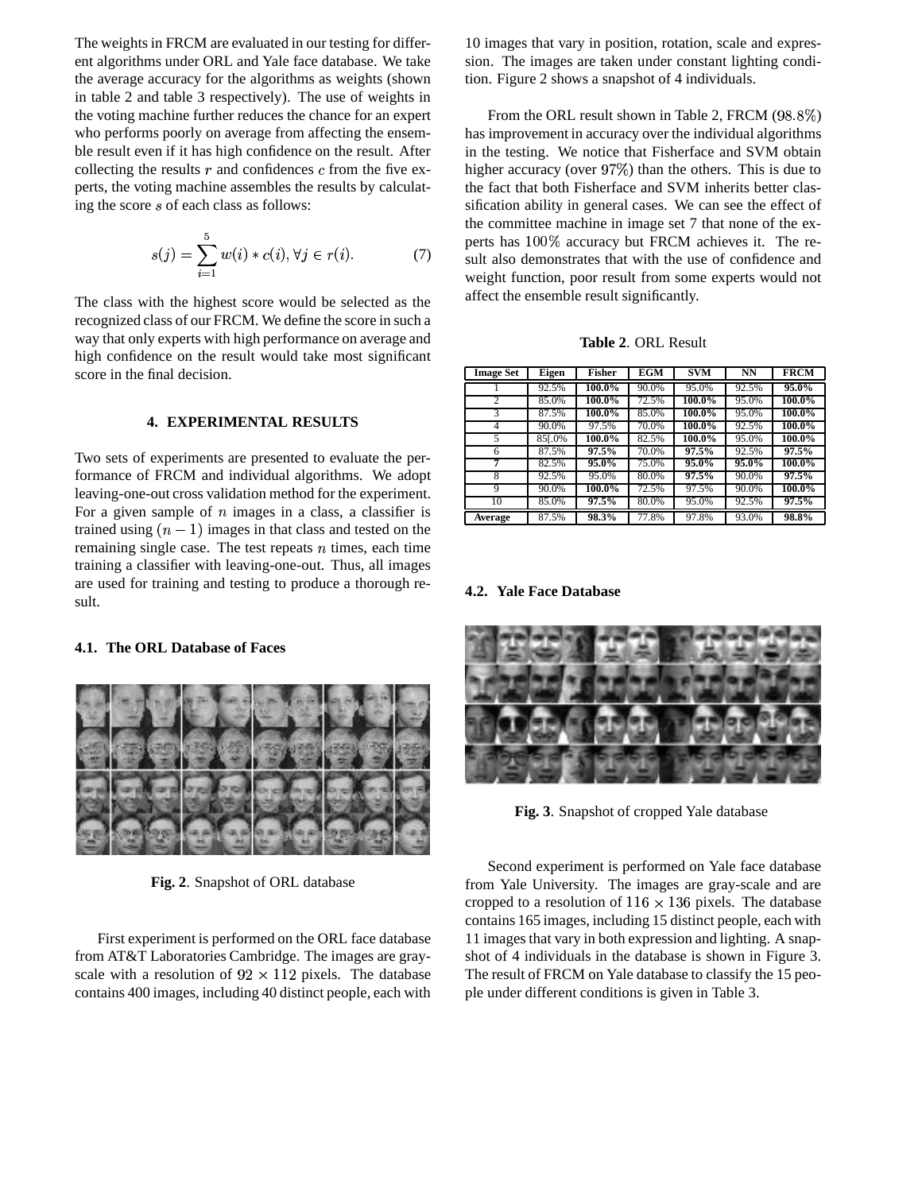The weights in FRCM are evaluated in our testing for different algorithms under ORL and Yale face database. We take the average accuracy for the algorithms as weights (shown in table 2 and table 3 respectively). The use of weights in the voting machine further reduces the chance for an expert who performs poorly on average from affecting the ensemble result even if it has high confidence on the result. After collecting the results $r$ and confidences $c$ from the five experts, the voting machine assembles the results by calculating the score $s$ of each class as follows:

$$s(j) = \sum_{i=1}^{5} w(i) * c(i), \forall j \in r(i). \tag{7}$$

The class with the highest score would be selected as the recognized class of our FRCM. We define the score in such a way that only experts with high performance on average and high confidence on the result would take most significant score in the final decision.

## 4. EXPERIMENTAL RESULTS

Two sets of experiments are presented to evaluate the performance of FRCM and individual algorithms. We adopt leaving-one-out cross validation method for the experiment. For a given sample of $n$ images in a class, a classifier is trained using $(n-1)$ images in that class and tested on the remaining single case. The test repeats $n$ times, each time training a classifier with leaving-one-out. Thus, all images are used for training and testing to produce a thorough result.

### 4.1. The ORL Database of Faces

**Fig. 2**. Snapshot of ORL database

First experiment is performed on the ORL face database from AT&T Laboratories Cambridge. The images are gray-scale with a resolution of $92 \times 112$ pixels. The database contains 400 images, including 40 distinct people, each with 10 images that vary in position, rotation, scale and expression. The images are taken under constant lighting condition. Figure 2 shows a snapshot of 4 individuals.

From the ORL result shown in Table 2, FRCM ($98.8\%$) has improvement in accuracy over the individual algorithms in the testing. We notice that Fisherface and SVM obtain higher accuracy (over $97\%$) than the others. This is due to the fact that both Fisherface and SVM inherits better classification ability in general cases. We can see the effect of the committee machine in image set 7 that none of the experts has $100\%$ accuracy but FRCM achieves it. The result also demonstrates that with the use of confidence and weight function, poor result from some experts would not affect the ensemble result significantly.

**Table 2**. ORL Result

| Image Set | Eigen | Fisher | EGM | SVM | NN | FRCM |
|---|---|---|---|---|---|---|
| 1 | 92.5% | **100.0%** | 90.0% | 95.0% | 92.5% | **95.0%** |
| 2 | 85.0% | **100.0%** | 72.5% | **100.0%** | 95.0% | **100.0%** |
| 3 | 87.5% | **100.0%** | 85.0% | **100.0%** | 95.0% | **100.0%** |
| 4 | 90.0% | 97.5% | 70.0% | **100.0%** | 92.5% | **100.0%** |
| 5 | 85[.0% | **100.0%** | 82.5% | **100.0%** | 95.0% | **100.0%** |
| 6 | 87.5% | **97.5%** | 70.0% | **97.5%** | 92.5% | **97.5%** |
| **7** | 82.5% | **95.0%** | 75.0% | **95.0%** | **95.0%** | **100.0%** |
| 8 | 92.5% | 95.0% | 80.0% | **97.5%** | 90.0% | **97.5%** |
| 9 | 90.0% | **100.0%** | 72.5% | 97.5% | 90.0% | **100.0%** |
| 10 | 85.0% | **97.5%** | 80.0% | 95.0% | 92.5% | **97.5%** |
| **Average** | 87.5% | **98.3%** | 77.8% | 97.8% | 93.0% | **98.8%** |

### 4.2. Yale Face Database

**Fig. 3**. Snapshot of cropped Yale database

Second experiment is performed on Yale face database from Yale University. The images are gray-scale and are cropped to a resolution of $116 \times 136$ pixels. The database contains 165 images, including 15 distinct people, each with 11 images that vary in both expression and lighting. A snapshot of 4 individuals in the database is shown in Figure 3. The result of FRCM on Yale database to classify the 15 people under different conditions is given in Table 3.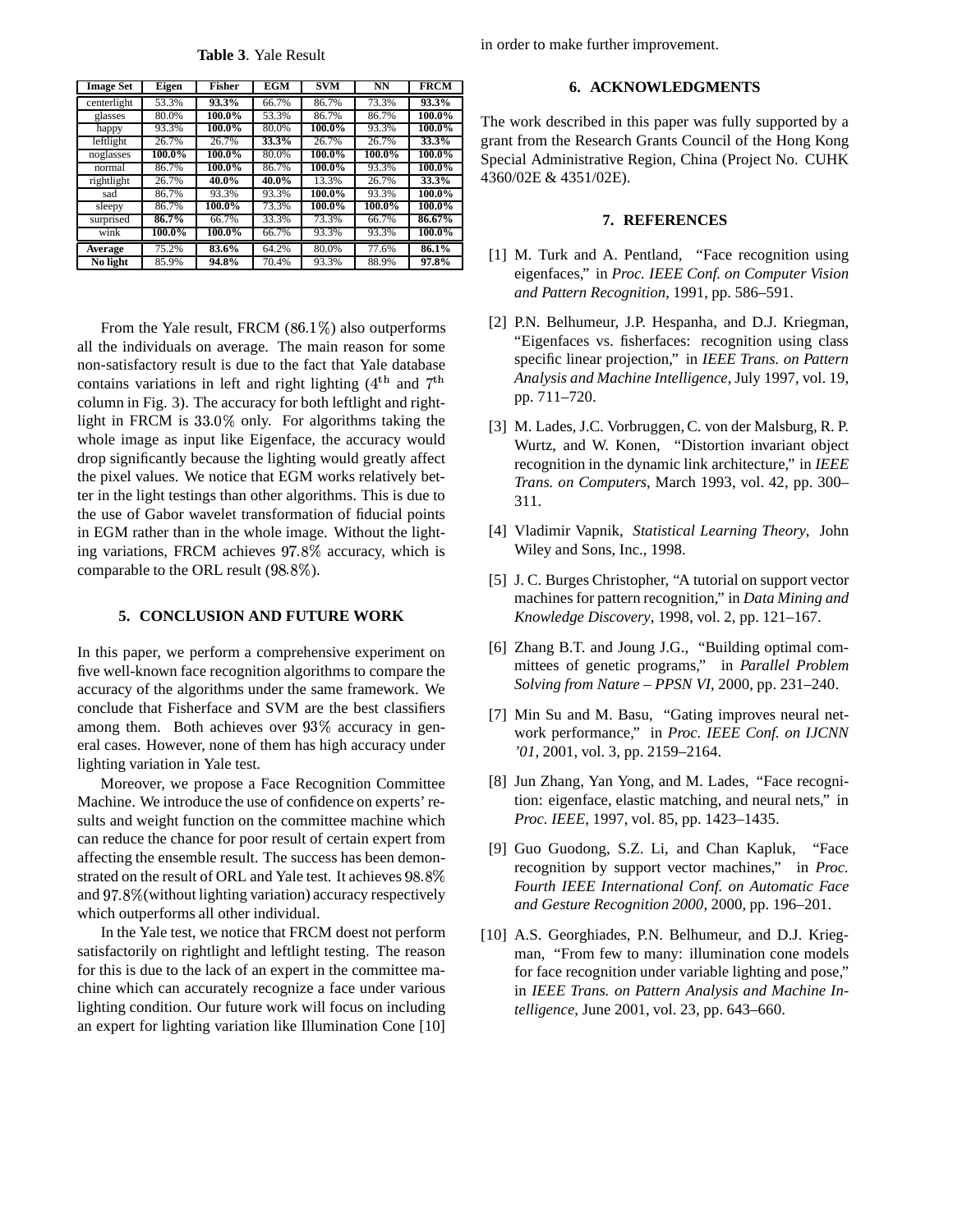**Table 3**. Yale Result

| Image Set | Eigen | Fisher | EGM | SVM | NN | FRCM |
|---|---|---|---|---|---|---|
| centerlight | 53.3% | **93.3%** | 66.7% | 86.7% | 73.3% | **93.3%** |
| glasses | 80.0% | **100.0%** | 53.3% | 86.7% | 86.7% | **100.0%** |
| happy | 93.3% | **100.0%** | 80.0% | **100.0%** | 93.3% | **100.0%** |
| leftlight | 26.7% | 26.7% | **33.3%** | 26.7% | 26.7% | **33.3%** |
| noglasses | **100.0%** | **100.0%** | 80.0% | **100.0%** | **100.0%** | **100.0%** |
| normal | 86.7% | **100.0%** | 86.7% | **100.0%** | 93.3% | **100.0%** |
| rightlight | 26.7% | **40.0%** | **40.0%** | 13.3% | 26.7% | **33.3%** |
| sad | 86.7% | 93.3% | 93.3% | **100.0%** | 93.3% | **100.0%** |
| sleepy | 86.7% | **100.0%** | 73.3% | **100.0%** | **100.0%** | **100.0%** |
| surprised | **86.7%** | 66.7% | 33.3% | 73.3% | 66.7% | **86.67%** |
| wink | **100.0%** | **100.0%** | 66.7% | 93.3% | 93.3% | **100.0%** |
| **Average** | 75.2% | **83.6%** | 64.2% | 80.0% | 77.6% | **86.1%** |
| **No light** | 85.9% | **94.8%** | 70.4% | 93.3% | 88.9% | **97.8%** |

From the Yale result, FRCM ($86.1\%$) also outperforms all the individuals on average. The main reason for some non-satisfactory result is due to the fact that Yale database contains variations in left and right lighting ($4^{th}$ and $7^{th}$ column in Fig. 3). The accuracy for both leftlight and rightlight in FRCM is $33.0\%$ only. For algorithms taking the whole image as input like Eigenface, the accuracy would drop significantly because the lighting would greatly affect the pixel values. We notice that EGM works relatively better in the light testings than other algorithms. This is due to the use of Gabor wavelet transformation of fiducial points in EGM rather than in the whole image. Without the lighting variations, FRCM achieves $97.8\%$ accuracy, which is comparable to the ORL result ($98.8\%$).

## 5. CONCLUSION AND FUTURE WORK

In this paper, we perform a comprehensive experiment on five well-known face recognition algorithms to compare the accuracy of the algorithms under the same framework. We conclude that Fisherface and SVM are the best classifiers among them. Both achieves over $93\%$ accuracy in general cases. However, none of them has high accuracy under lighting variation in Yale test.

Moreover, we propose a Face Recognition Committee Machine. We introduce the use of confidence on experts' results and weight function on the committee machine which can reduce the chance for poor result of certain expert from affecting the ensemble result. The success has been demonstrated on the result of ORL and Yale test. It achieves $98.8\%$ and $97.8\%$(without lighting variation) accuracy respectively which outperforms all other individual.

In the Yale test, we notice that FRCM doest not perform satisfactorily on rightlight and leftlight testing. The reason for this is due to the lack of an expert in the committee machine which can accurately recognize a face under various lighting condition. Our future work will focus on including an expert for lighting variation like Illumination Cone [10] in order to make further improvement.

## 6. ACKNOWLEDGMENTS

The work described in this paper was fully supported by a grant from the Research Grants Council of the Hong Kong Special Administrative Region, China (Project No. CUHK 4360/02E & 4351/02E).

## 7. REFERENCES

[1] M. Turk and A. Pentland, "Face recognition using eigenfaces," in *Proc. IEEE Conf. on Computer Vision and Pattern Recognition*, 1991, pp. 586–591.

[2] P.N. Belhumeur, J.P. Hespanha, and D.J. Kriegman, "Eigenfaces vs. fisherfaces: recognition using class specific linear projection," in *IEEE Trans. on Pattern Analysis and Machine Intelligence*, July 1997, vol. 19, pp. 711–720.

[3] M. Lades, J.C. Vorbruggen, C. von der Malsburg, R. P. Wurtz, and W. Konen, "Distortion invariant object recognition in the dynamic link architecture," in *IEEE Trans. on Computers*, March 1993, vol. 42, pp. 300–311.

[4] Vladimir Vapnik, *Statistical Learning Theory*, John Wiley and Sons, Inc., 1998.

[5] J. C. Burges Christopher, "A tutorial on support vector machines for pattern recognition," in *Data Mining and Knowledge Discovery*, 1998, vol. 2, pp. 121–167.

[6] Zhang B.T. and Joung J.G., "Building optimal committees of genetic programs," in *Parallel Problem Solving from Nature – PPSN VI*, 2000, pp. 231–240.

[7] Min Su and M. Basu, "Gating improves neural network performance," in *Proc. IEEE Conf. on IJCNN '01*, 2001, vol. 3, pp. 2159–2164.

[8] Jun Zhang, Yan Yong, and M. Lades, "Face recognition: eigenface, elastic matching, and neural nets," in *Proc. IEEE*, 1997, vol. 85, pp. 1423–1435.

[9] Guo Guodong, S.Z. Li, and Chan Kapluk, "Face recognition by support vector machines," in *Proc. Fourth IEEE International Conf. on Automatic Face and Gesture Recognition 2000*, 2000, pp. 196–201.

[10] A.S. Georghiades, P.N. Belhumeur, and D.J. Kriegman, "From few to many: illumination cone models for face recognition under variable lighting and pose," in *IEEE Trans. on Pattern Analysis and Machine Intelligence*, June 2001, vol. 23, pp. 643–660.